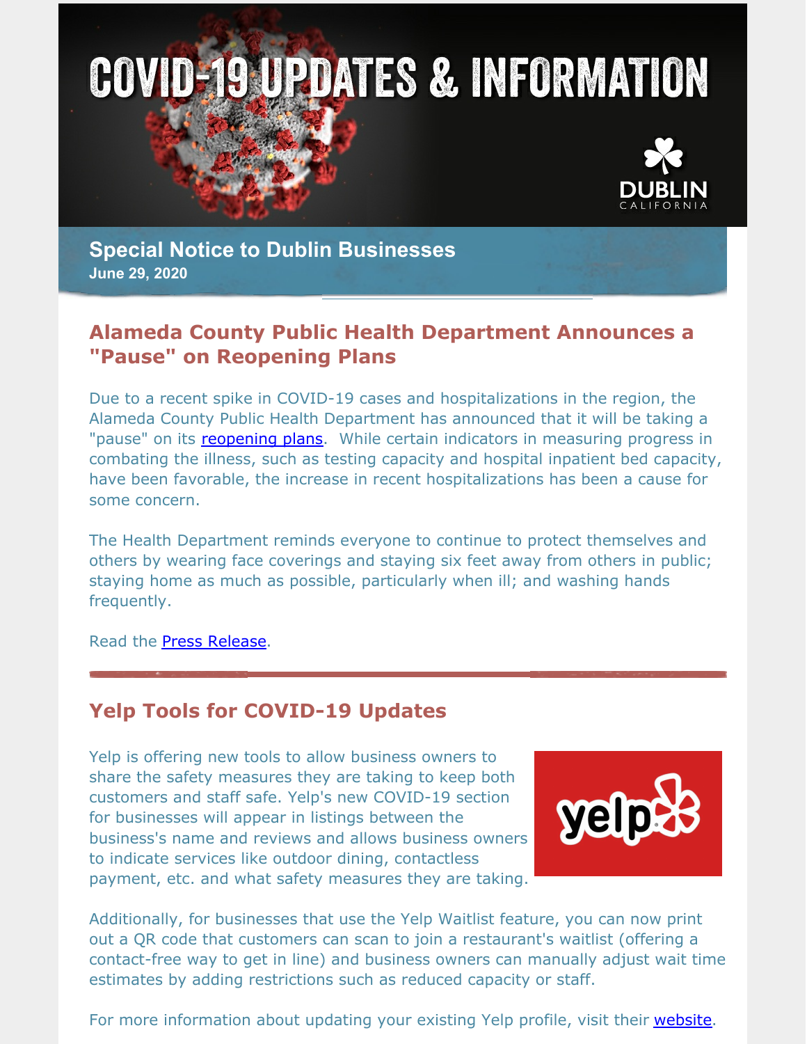# COVID-19 UPDATES & INFORMATION

DUBLIN CALIFORNIA

**Special Notice to Dublin Businesses**
**June 29, 2020**

## Alameda County Public Health Department Announces a "Pause" on Reopening Plans

Due to a recent spike in COVID-19 cases and hospitalizations in the region, the Alameda County Public Health Department has announced that it will be taking a "pause" on its reopening plans. While certain indicators in measuring progress in combating the illness, such as testing capacity and hospital inpatient bed capacity, have been favorable, the increase in recent hospitalizations has been a cause for some concern.

The Health Department reminds everyone to continue to protect themselves and others by wearing face coverings and staying six feet away from others in public; staying home as much as possible, particularly when ill; and washing hands frequently.

Read the Press Release.

## Yelp Tools for COVID-19 Updates

Yelp is offering new tools to allow business owners to share the safety measures they are taking to keep both customers and staff safe. Yelp's new COVID-19 section for businesses will appear in listings between the business's name and reviews and allows business owners to indicate services like outdoor dining, contactless payment, etc. and what safety measures they are taking.

Additionally, for businesses that use the Yelp Waitlist feature, you can now print out a QR code that customers can scan to join a restaurant's waitlist (offering a contact-free way to get in line) and business owners can manually adjust wait time estimates by adding restrictions such as reduced capacity or staff.

For more information about updating your existing Yelp profile, visit their website.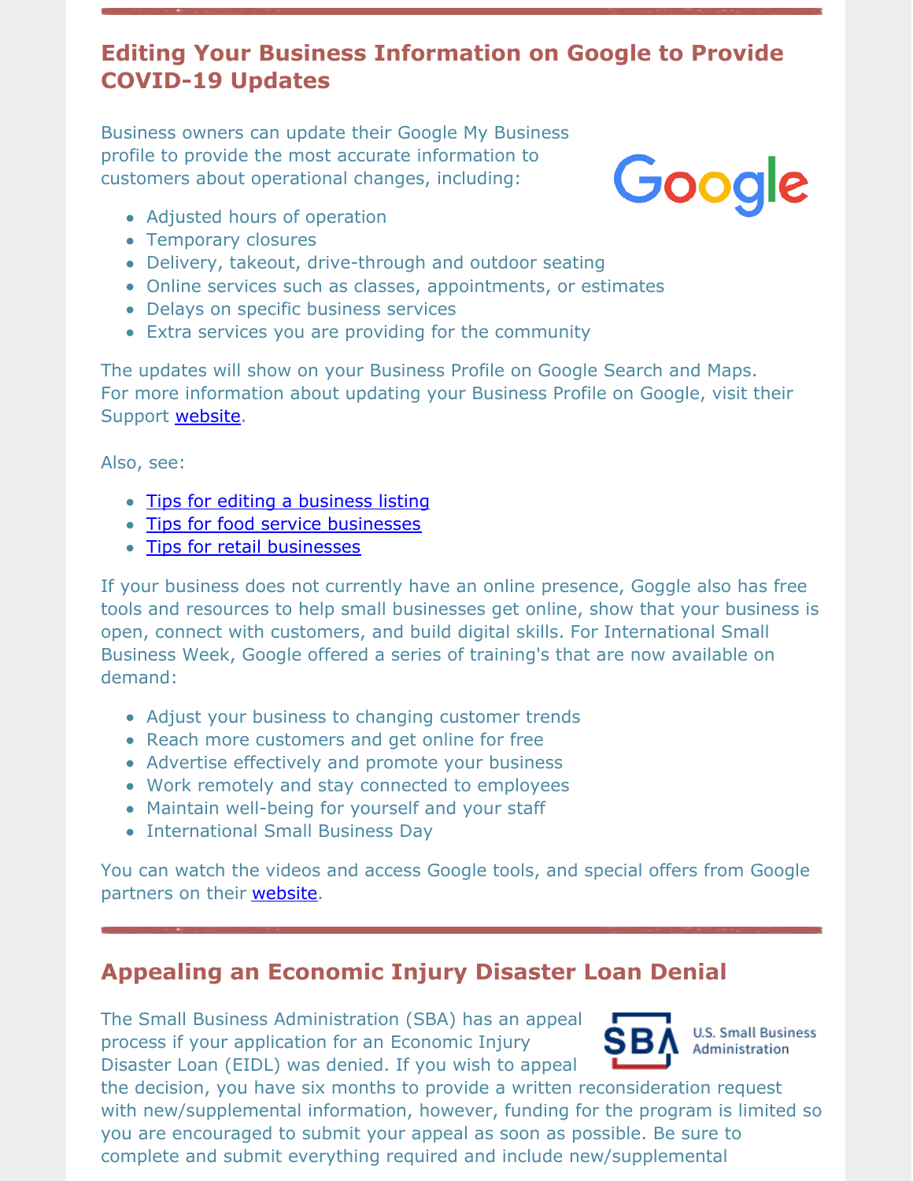## Editing Your Business Information on Google to Provide COVID-19 Updates

Business owners can update their Google My Business profile to provide the most accurate information to customers about operational changes, including:

- Adjusted hours of operation
- Temporary closures
- Delivery, takeout, drive-through and outdoor seating
- Online services such as classes, appointments, or estimates
- Delays on specific business services
- Extra services you are providing for the community

The updates will show on your Business Profile on Google Search and Maps. For more information about updating your Business Profile on Google, visit their Support website.

Also, see:

- Tips for editing a business listing
- Tips for food service businesses
- Tips for retail businesses

If your business does not currently have an online presence, Goggle also has free tools and resources to help small businesses get online, show that your business is open, connect with customers, and build digital skills. For International Small Business Week, Google offered a series of training's that are now available on demand:

- Adjust your business to changing customer trends
- Reach more customers and get online for free
- Advertise effectively and promote your business
- Work remotely and stay connected to employees
- Maintain well-being for yourself and your staff
- International Small Business Day

You can watch the videos and access Google tools, and special offers from Google partners on their website.

## Appealing an Economic Injury Disaster Loan Denial

The Small Business Administration (SBA) has an appeal process if your application for an Economic Injury Disaster Loan (EIDL) was denied. If you wish to appeal the decision, you have six months to provide a written reconsideration request with new/supplemental information, however, funding for the program is limited so you are encouraged to submit your appeal as soon as possible. Be sure to complete and submit everything required and include new/supplemental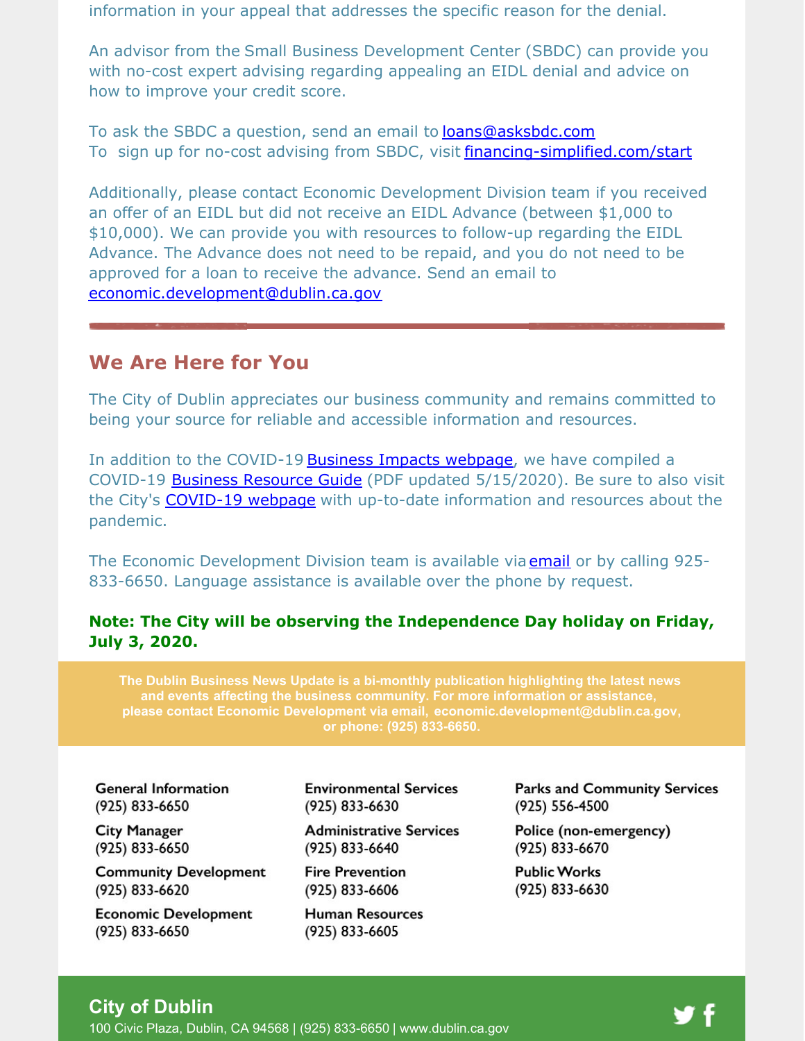information in your appeal that addresses the specific reason for the denial.

An advisor from the Small Business Development Center (SBDC) can provide you with no-cost expert advising regarding appealing an EIDL denial and advice on how to improve your credit score.

To ask the SBDC a question, send an email to [loans@asksbdc.com](mailto:loans@asksbdc.com)
To sign up for no-cost advising from SBDC, visit [financing-simplified.com/start](financing-simplified.com/start)

Additionally, please contact Economic Development Division team if you received an offer of an EIDL but did not receive an EIDL Advance (between $1,000 to $10,000). We can provide you with resources to follow-up regarding the EIDL Advance. The Advance does not need to be repaid, and you do not need to be approved for a loan to receive the advance. Send an email to [economic.development@dublin.ca.gov](mailto:economic.development@dublin.ca.gov)

---

## We Are Here for You

The City of Dublin appreciates our business community and remains committed to being your source for reliable and accessible information and resources.

In addition to the COVID-19 Business Impacts webpage, we have compiled a COVID-19 Business Resource Guide (PDF updated 5/15/2020). Be sure to also visit the City's COVID-19 webpage with up-to-date information and resources about the pandemic.

The Economic Development Division team is available via email or by calling 925-833-6650. Language assistance is available over the phone by request.

**Note: The City will be observing the Independence Day holiday on Friday, July 3, 2020.**

**The Dublin Business News Update is a bi-monthly publication highlighting the latest news and events affecting the business community. For more information or assistance, please contact Economic Development via email, economic.development@dublin.ca.gov, or phone: (925) 833-6650.**

**General Information**
(925) 833-6650

**City Manager**
(925) 833-6650

**Community Development**
(925) 833-6620

**Economic Development**
(925) 833-6650

**Environmental Services**
(925) 833-6630

**Administrative Services**
(925) 833-6640

**Fire Prevention**
(925) 833-6606

**Human Resources**
(925) 833-6605

**Parks and Community Services**
(925) 556-4500

**Police (non-emergency)**
(925) 833-6670

**Public Works**
(925) 833-6630

**City of Dublin**
100 Civic Plaza, Dublin, CA 94568 | (925) 833-6650 | www.dublin.ca.gov